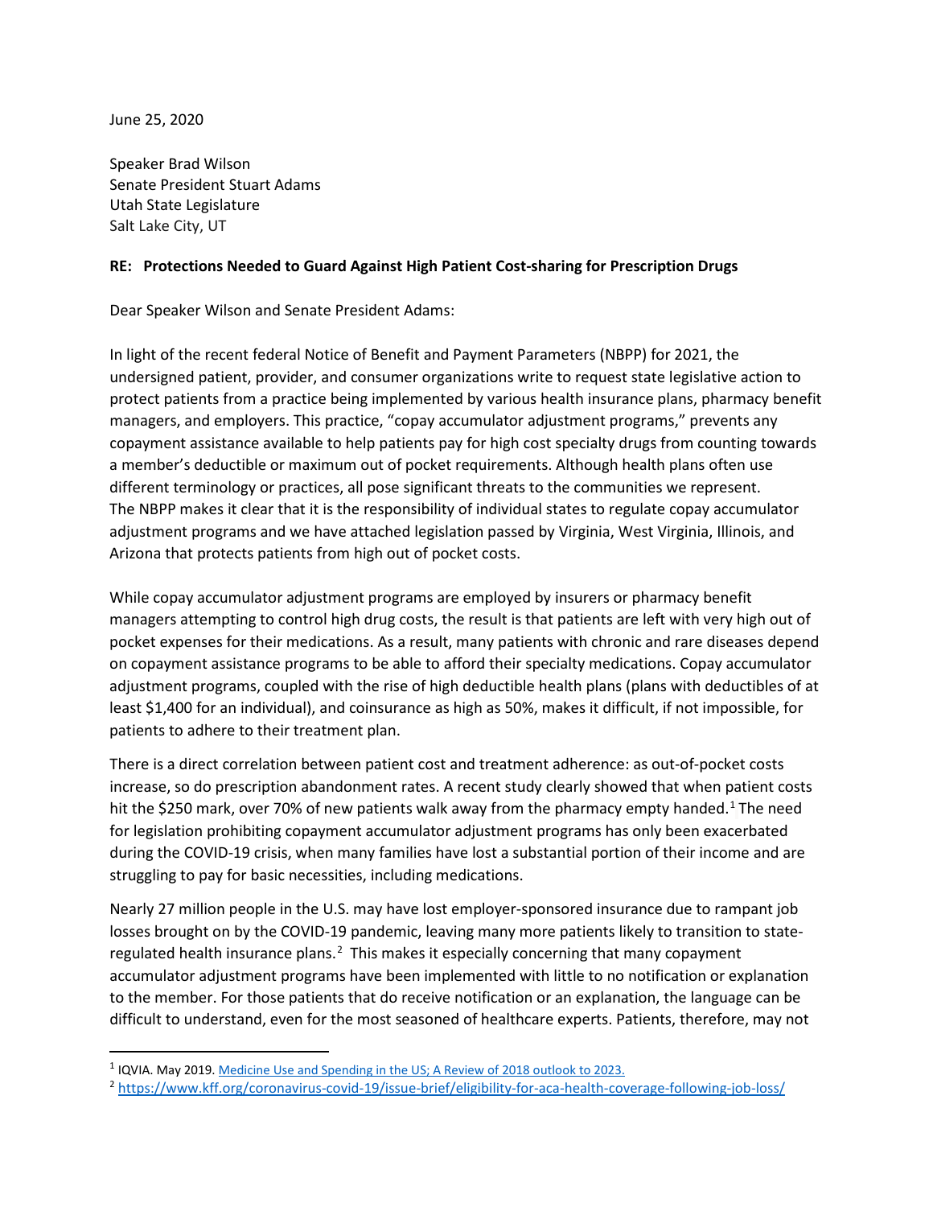June 25, 2020

Speaker Brad Wilson
Senate President Stuart Adams
Utah State Legislature
Salt Lake City, UT

**RE: Protections Needed to Guard Against High Patient Cost-sharing for Prescription Drugs**

Dear Speaker Wilson and Senate President Adams:

In light of the recent federal Notice of Benefit and Payment Parameters (NBPP) for 2021, the undersigned patient, provider, and consumer organizations write to request state legislative action to protect patients from a practice being implemented by various health insurance plans, pharmacy benefit managers, and employers. This practice, "copay accumulator adjustment programs," prevents any copayment assistance available to help patients pay for high cost specialty drugs from counting towards a member's deductible or maximum out of pocket requirements. Although health plans often use different terminology or practices, all pose significant threats to the communities we represent. The NBPP makes it clear that it is the responsibility of individual states to regulate copay accumulator adjustment programs and we have attached legislation passed by Virginia, West Virginia, Illinois, and Arizona that protects patients from high out of pocket costs.

While copay accumulator adjustment programs are employed by insurers or pharmacy benefit managers attempting to control high drug costs, the result is that patients are left with very high out of pocket expenses for their medications. As a result, many patients with chronic and rare diseases depend on copayment assistance programs to be able to afford their specialty medications. Copay accumulator adjustment programs, coupled with the rise of high deductible health plans (plans with deductibles of at least $1,400 for an individual), and coinsurance as high as 50%, makes it difficult, if not impossible, for patients to adhere to their treatment plan.

There is a direct correlation between patient cost and treatment adherence: as out-of-pocket costs increase, so do prescription abandonment rates. A recent study clearly showed that when patient costs hit the $250 mark, over 70% of new patients walk away from the pharmacy empty handed.[1] The need for legislation prohibiting copayment accumulator adjustment programs has only been exacerbated during the COVID-19 crisis, when many families have lost a substantial portion of their income and are struggling to pay for basic necessities, including medications.

Nearly 27 million people in the U.S. may have lost employer-sponsored insurance due to rampant job losses brought on by the COVID-19 pandemic, leaving many more patients likely to transition to state-regulated health insurance plans.[2] This makes it especially concerning that many copayment accumulator adjustment programs have been implemented with little to no notification or explanation to the member. For those patients that do receive notification or an explanation, the language can be difficult to understand, even for the most seasoned of healthcare experts. Patients, therefore, may not

---

[1] IQVIA. May 2019. [Medicine Use and Spending in the US; A Review of 2018 outlook to 2023.](#)

[2] https://www.kff.org/coronavirus-covid-19/issue-brief/eligibility-for-aca-health-coverage-following-job-loss/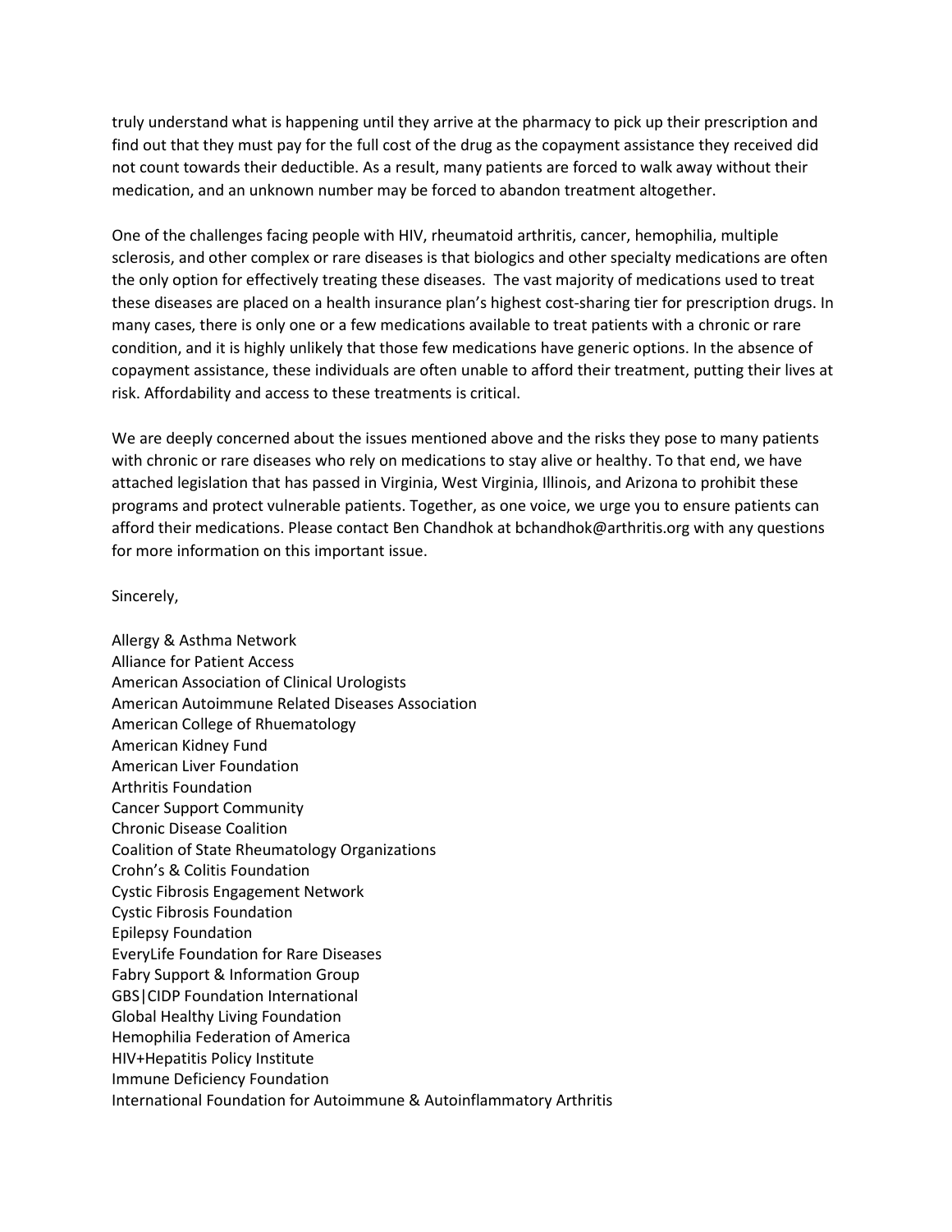truly understand what is happening until they arrive at the pharmacy to pick up their prescription and find out that they must pay for the full cost of the drug as the copayment assistance they received did not count towards their deductible. As a result, many patients are forced to walk away without their medication, and an unknown number may be forced to abandon treatment altogether.

One of the challenges facing people with HIV, rheumatoid arthritis, cancer, hemophilia, multiple sclerosis, and other complex or rare diseases is that biologics and other specialty medications are often the only option for effectively treating these diseases. The vast majority of medications used to treat these diseases are placed on a health insurance plan's highest cost-sharing tier for prescription drugs. In many cases, there is only one or a few medications available to treat patients with a chronic or rare condition, and it is highly unlikely that those few medications have generic options. In the absence of copayment assistance, these individuals are often unable to afford their treatment, putting their lives at risk. Affordability and access to these treatments is critical.

We are deeply concerned about the issues mentioned above and the risks they pose to many patients with chronic or rare diseases who rely on medications to stay alive or healthy. To that end, we have attached legislation that has passed in Virginia, West Virginia, Illinois, and Arizona to prohibit these programs and protect vulnerable patients. Together, as one voice, we urge you to ensure patients can afford their medications. Please contact Ben Chandhok at bchandhok@arthritis.org with any questions for more information on this important issue.

Sincerely,

Allergy & Asthma Network
Alliance for Patient Access
American Association of Clinical Urologists
American Autoimmune Related Diseases Association
American College of Rhuematology
American Kidney Fund
American Liver Foundation
Arthritis Foundation
Cancer Support Community
Chronic Disease Coalition
Coalition of State Rheumatology Organizations
Crohn's & Colitis Foundation
Cystic Fibrosis Engagement Network
Cystic Fibrosis Foundation
Epilepsy Foundation
EveryLife Foundation for Rare Diseases
Fabry Support & Information Group
GBS|CIDP Foundation International
Global Healthy Living Foundation
Hemophilia Federation of America
HIV+Hepatitis Policy Institute
Immune Deficiency Foundation
International Foundation for Autoimmune & Autoinflammatory Arthritis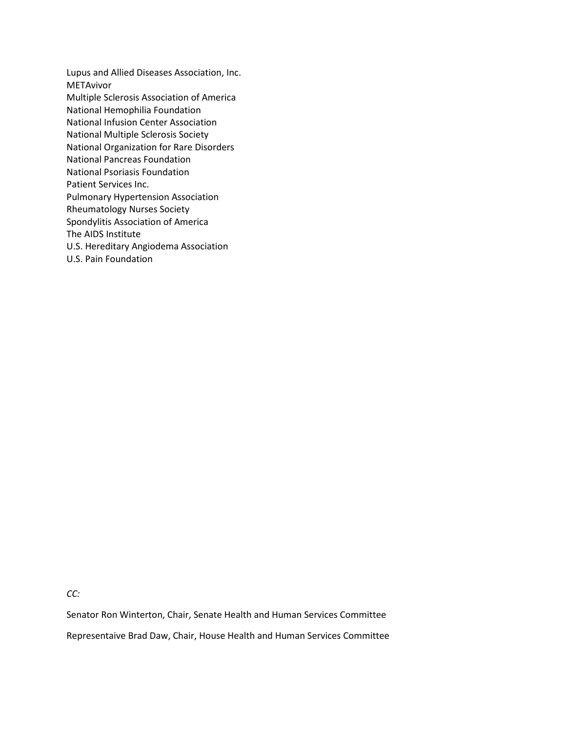Lupus and Allied Diseases Association, Inc.
METAvivor
Multiple Sclerosis Association of America
National Hemophilia Foundation
National Infusion Center Association
National Multiple Sclerosis Society
National Organization for Rare Disorders
National Pancreas Foundation
National Psoriasis Foundation
Patient Services Inc.
Pulmonary Hypertension Association
Rheumatology Nurses Society
Spondylitis Association of America
The AIDS Institute
U.S. Hereditary Angiodema Association
U.S. Pain Foundation

*CC:*

Senator Ron Winterton, Chair, Senate Health and Human Services Committee

Representaive Brad Daw, Chair, House Health and Human Services Committee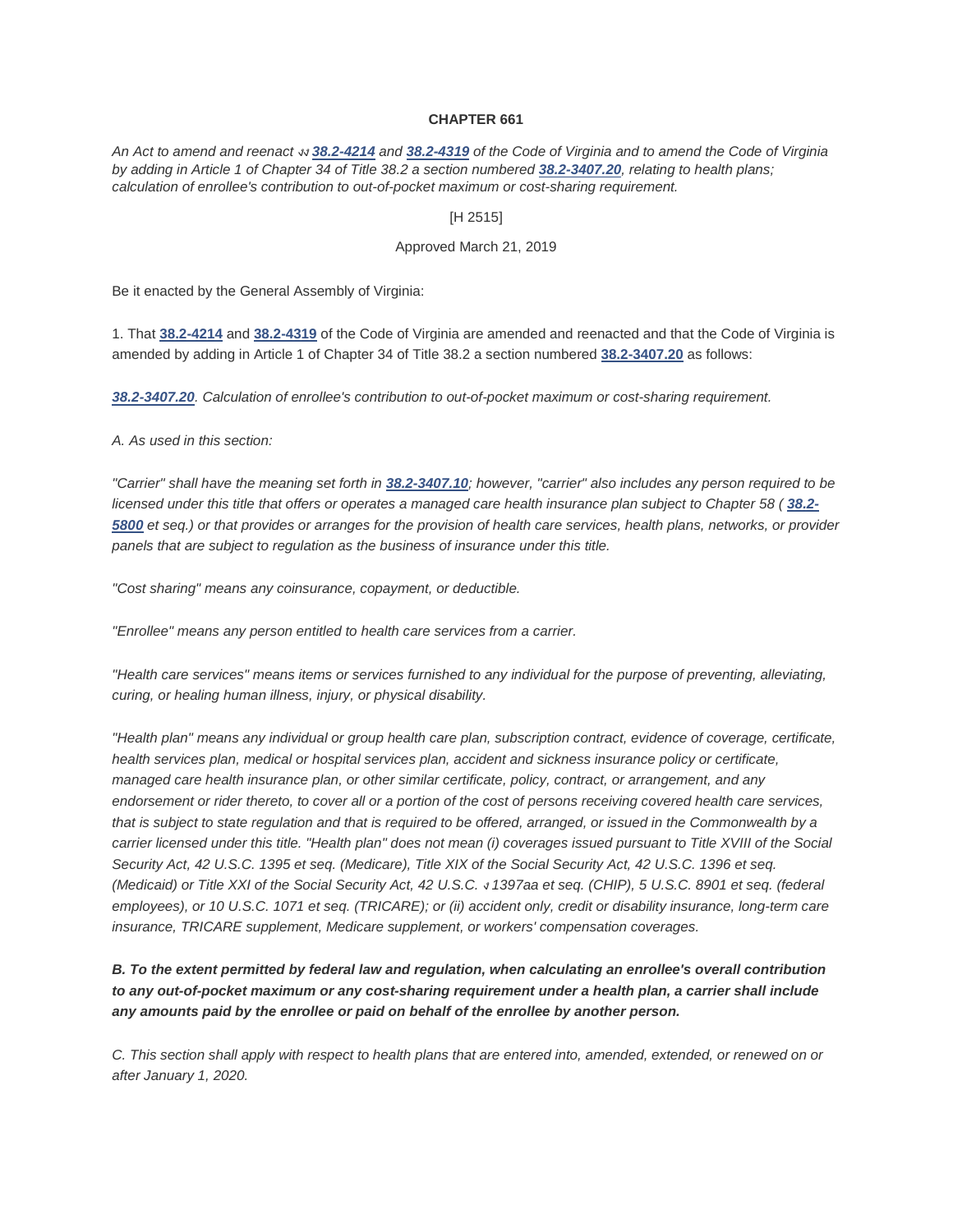**CHAPTER 661**

*An Act to amend and reenact §§ **38.2-4214** and **38.2-4319** of the Code of Virginia and to amend the Code of Virginia by adding in Article 1 of Chapter 34 of Title 38.2 a section numbered **38.2-3407.20**, relating to health plans; calculation of enrollee's contribution to out-of-pocket maximum or cost-sharing requirement.*

[H 2515]

Approved March 21, 2019

Be it enacted by the General Assembly of Virginia:

1. That **38.2-4214** and **38.2-4319** of the Code of Virginia are amended and reenacted and that the Code of Virginia is amended by adding in Article 1 of Chapter 34 of Title 38.2 a section numbered **38.2-3407.20** as follows:

***38.2-3407.20**. Calculation of enrollee's contribution to out-of-pocket maximum or cost-sharing requirement.*

*A. As used in this section:*

*"Carrier" shall have the meaning set forth in **38.2-3407.10**; however, "carrier" also includes any person required to be licensed under this title that offers or operates a managed care health insurance plan subject to Chapter 58 ( **38.2-5800** et seq.) or that provides or arranges for the provision of health care services, health plans, networks, or provider panels that are subject to regulation as the business of insurance under this title.*

*"Cost sharing" means any coinsurance, copayment, or deductible.*

*"Enrollee" means any person entitled to health care services from a carrier.*

*"Health care services" means items or services furnished to any individual for the purpose of preventing, alleviating, curing, or healing human illness, injury, or physical disability.*

*"Health plan" means any individual or group health care plan, subscription contract, evidence of coverage, certificate, health services plan, medical or hospital services plan, accident and sickness insurance policy or certificate, managed care health insurance plan, or other similar certificate, policy, contract, or arrangement, and any endorsement or rider thereto, to cover all or a portion of the cost of persons receiving covered health care services, that is subject to state regulation and that is required to be offered, arranged, or issued in the Commonwealth by a carrier licensed under this title. "Health plan" does not mean (i) coverages issued pursuant to Title XVIII of the Social Security Act, 42 U.S.C. 1395 et seq. (Medicare), Title XIX of the Social Security Act, 42 U.S.C. 1396 et seq. (Medicaid) or Title XXI of the Social Security Act, 42 U.S.C. § 1397aa et seq. (CHIP), 5 U.S.C. 8901 et seq. (federal employees), or 10 U.S.C. 1071 et seq. (TRICARE); or (ii) accident only, credit or disability insurance, long-term care insurance, TRICARE supplement, Medicare supplement, or workers' compensation coverages.*

***B. To the extent permitted by federal law and regulation, when calculating an enrollee's overall contribution to any out-of-pocket maximum or any cost-sharing requirement under a health plan, a carrier shall include any amounts paid by the enrollee or paid on behalf of the enrollee by another person.***

*C. This section shall apply with respect to health plans that are entered into, amended, extended, or renewed on or after January 1, 2020.*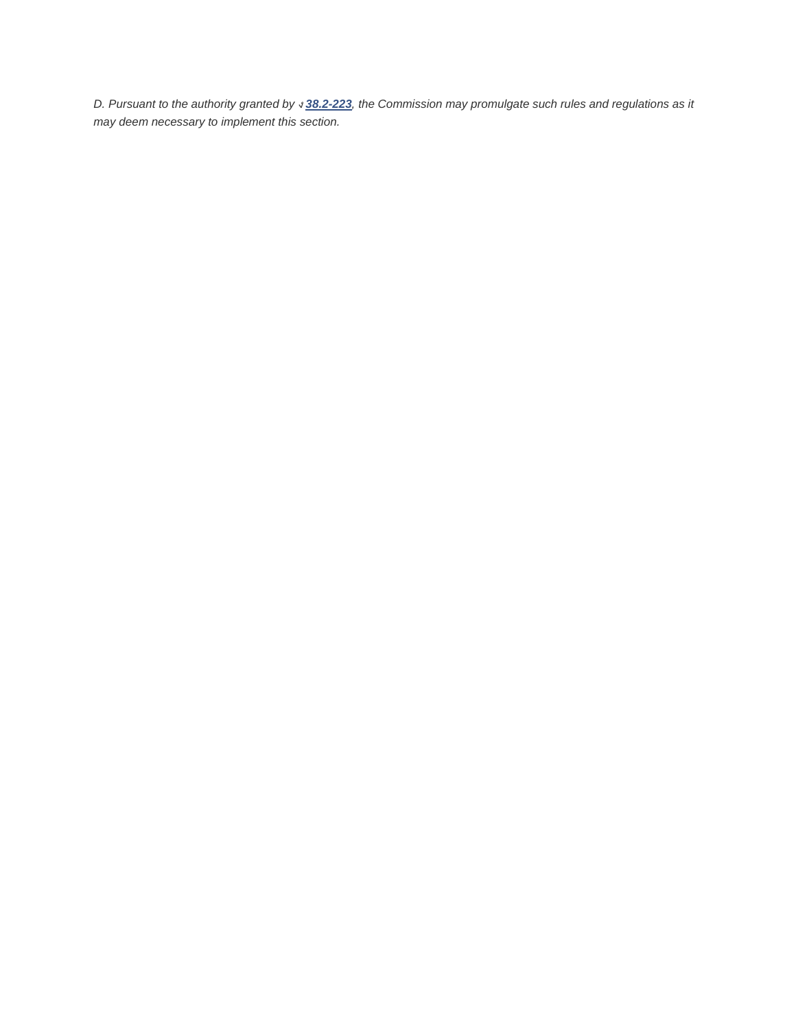*D. Pursuant to the authority granted by § **38.2-223**, the Commission may promulgate such rules and regulations as it may deem necessary to implement this section.*